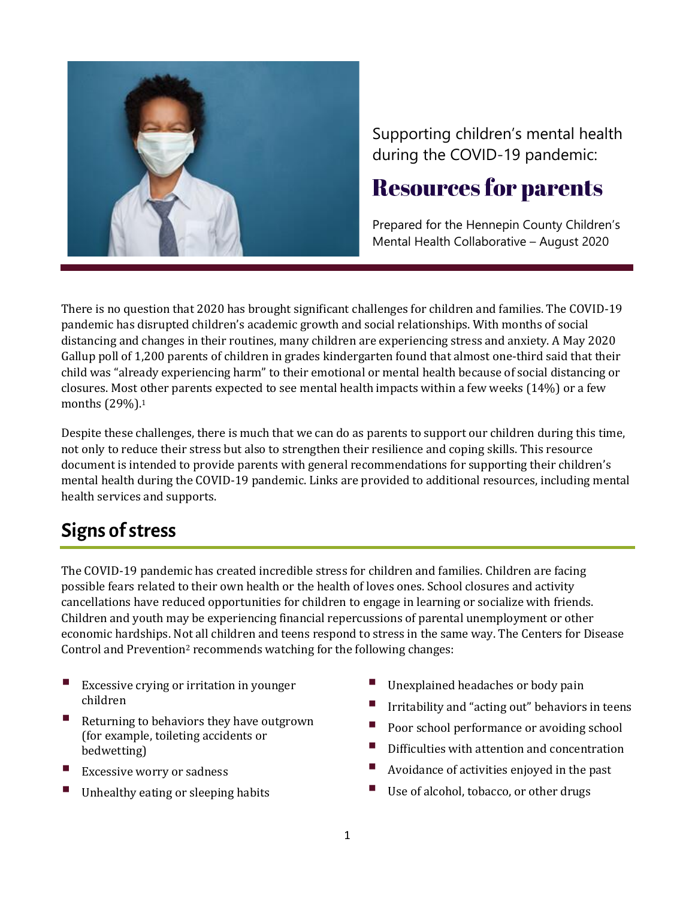Supporting children's mental health during the COVID-19 pandemic:

# Resources for parents

Prepared for the Hennepin County Children's Mental Health Collaborative – August 2020

There is no question that 2020 has brought significant challenges for children and families. The COVID-19 pandemic has disrupted children's academic growth and social relationships. With months of social distancing and changes in their routines, many children are experiencing stress and anxiety. A May 2020 Gallup poll of 1,200 parents of children in grades kindergarten found that almost one-third said that their child was "already experiencing harm" to their emotional or mental health because of social distancing or closures. Most other parents expected to see mental health impacts within a few weeks (14%) or a few months (29%).[1]

Despite these challenges, there is much that we can do as parents to support our children during this time, not only to reduce their stress but also to strengthen their resilience and coping skills. This resource document is intended to provide parents with general recommendations for supporting their children's mental health during the COVID-19 pandemic. Links are provided to additional resources, including mental health services and supports.

## Signs of stress

The COVID-19 pandemic has created incredible stress for children and families. Children are facing possible fears related to their own health or the health of loves ones. School closures and activity cancellations have reduced opportunities for children to engage in learning or socialize with friends. Children and youth may be experiencing financial repercussions of parental unemployment or other economic hardships. Not all children and teens respond to stress in the same way. The Centers for Disease Control and Prevention[2] recommends watching for the following changes:

- Excessive crying or irritation in younger children
- Returning to behaviors they have outgrown (for example, toileting accidents or bedwetting)
- Excessive worry or sadness
- Unhealthy eating or sleeping habits
- Unexplained headaches or body pain
- Irritability and "acting out" behaviors in teens
- Poor school performance or avoiding school
- Difficulties with attention and concentration
- Avoidance of activities enjoyed in the past
- Use of alcohol, tobacco, or other drugs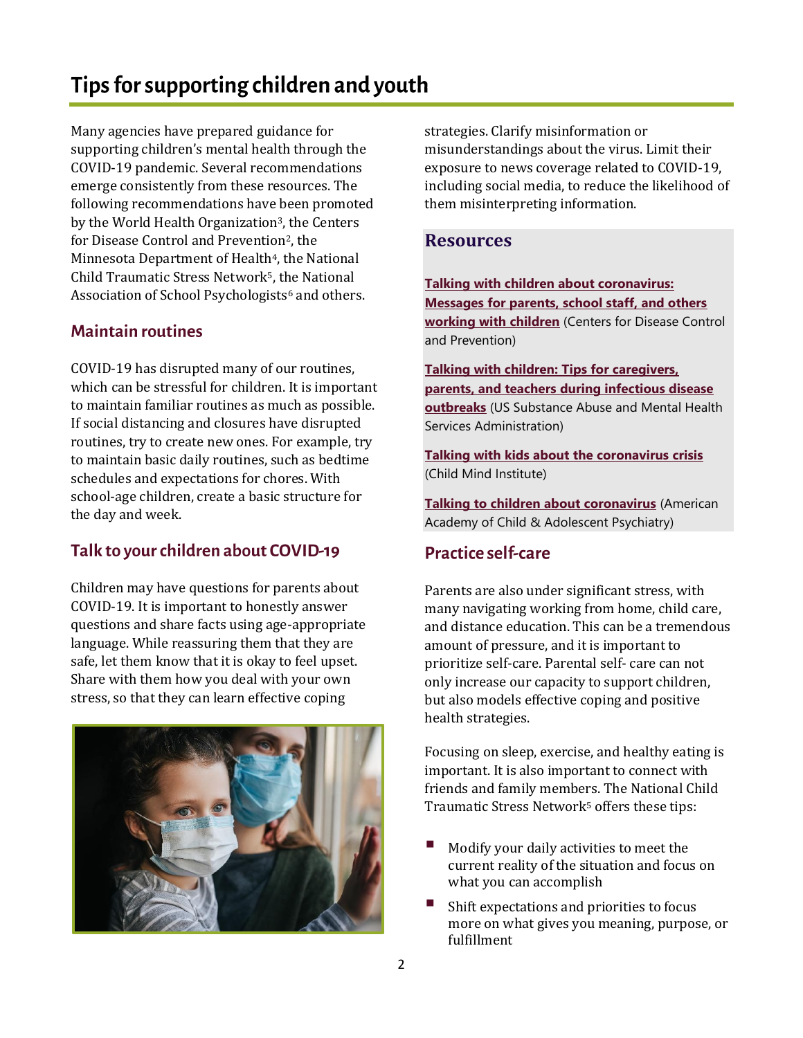# Tips for supporting children and youth

Many agencies have prepared guidance for supporting children's mental health through the COVID-19 pandemic. Several recommendations emerge consistently from these resources. The following recommendations have been promoted by the World Health Organization[3], the Centers for Disease Control and Prevention[2], the Minnesota Department of Health[4], the National Child Traumatic Stress Network[5], the National Association of School Psychologists[6] and others.

## Maintain routines

COVID-19 has disrupted many of our routines, which can be stressful for children. It is important to maintain familiar routines as much as possible. If social distancing and closures have disrupted routines, try to create new ones. For example, try to maintain basic daily routines, such as bedtime schedules and expectations for chores. With school-age children, create a basic structure for the day and week.

## Talk to your children about COVID-19

Children may have questions for parents about COVID-19. It is important to honestly answer questions and share facts using age-appropriate language. While reassuring them that they are safe, let them know that it is okay to feel upset. Share with them how you deal with your own stress, so that they can learn effective coping strategies. Clarify misinformation or misunderstandings about the virus. Limit their exposure to news coverage related to COVID-19, including social media, to reduce the likelihood of them misinterpreting information.

## Resources

**Talking with children about coronavirus: Messages for parents, school staff, and others working with children** (Centers for Disease Control and Prevention)

**Talking with children: Tips for caregivers, parents, and teachers during infectious disease outbreaks** (US Substance Abuse and Mental Health Services Administration)

**Talking with kids about the coronavirus crisis** (Child Mind Institute)

**Talking to children about coronavirus** (American Academy of Child & Adolescent Psychiatry)

## Practice self-care

Parents are also under significant stress, with many navigating working from home, child care, and distance education. This can be a tremendous amount of pressure, and it is important to prioritize self-care. Parental self- care can not only increase our capacity to support children, but also models effective coping and positive health strategies.

Focusing on sleep, exercise, and healthy eating is important. It is also important to connect with friends and family members. The National Child Traumatic Stress Network[5] offers these tips:

- Modify your daily activities to meet the current reality of the situation and focus on what you can accomplish
- Shift expectations and priorities to focus more on what gives you meaning, purpose, or fulfillment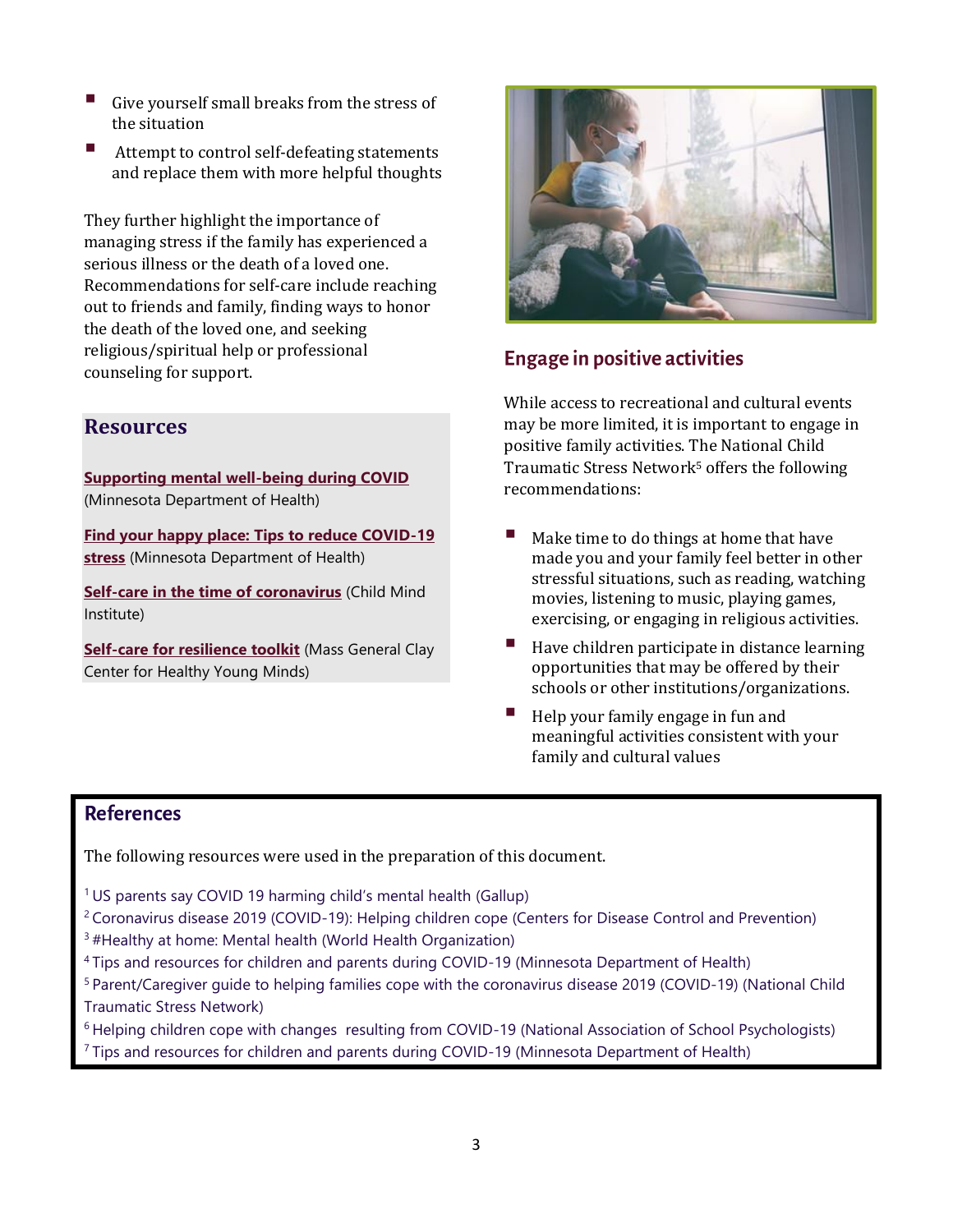- Give yourself small breaks from the stress of the situation
- Attempt to control self-defeating statements and replace them with more helpful thoughts

They further highlight the importance of managing stress if the family has experienced a serious illness or the death of a loved one. Recommendations for self-care include reaching out to friends and family, finding ways to honor the death of the loved one, and seeking religious/spiritual help or professional counseling for support.

## Resources

**Supporting mental well-being during COVID** (Minnesota Department of Health)

**Find your happy place: Tips to reduce COVID-19 stress** (Minnesota Department of Health)

**Self-care in the time of coronavirus** (Child Mind Institute)

**Self-care for resilience toolkit** (Mass General Clay Center for Healthy Young Minds)

## Engage in positive activities

While access to recreational and cultural events may be more limited, it is important to engage in positive family activities. The National Child Traumatic Stress Network[5] offers the following recommendations:

- Make time to do things at home that have made you and your family feel better in other stressful situations, such as reading, watching movies, listening to music, playing games, exercising, or engaging in religious activities.
- Have children participate in distance learning opportunities that may be offered by their schools or other institutions/organizations.
- Help your family engage in fun and meaningful activities consistent with your family and cultural values

## References

The following resources were used in the preparation of this document.

[1] US parents say COVID 19 harming child's mental health (Gallup)
[2] Coronavirus disease 2019 (COVID-19): Helping children cope (Centers for Disease Control and Prevention)
[3] #Healthy at home: Mental health (World Health Organization)
[4] Tips and resources for children and parents during COVID-19 (Minnesota Department of Health)
[5] Parent/Caregiver guide to helping families cope with the coronavirus disease 2019 (COVID-19) (National Child Traumatic Stress Network)
[6] Helping children cope with changes resulting from COVID-19 (National Association of School Psychologists)
[7] Tips and resources for children and parents during COVID-19 (Minnesota Department of Health)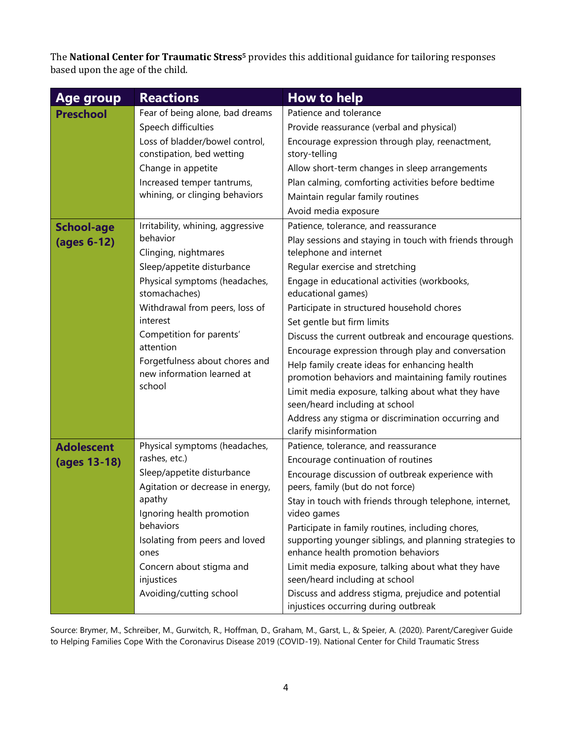The **National Center for Traumatic Stress**[5] provides this additional guidance for tailoring responses based upon the age of the child.

| Age group | Reactions | How to help |
|---|---|---|
| **Preschool** | Fear of being alone, bad dreams<br>Speech difficulties<br>Loss of bladder/bowel control, constipation, bed wetting<br>Change in appetite<br>Increased temper tantrums, whining, or clinging behaviors | Patience and tolerance<br>Provide reassurance (verbal and physical)<br>Encourage expression through play, reenactment, story-telling<br>Allow short-term changes in sleep arrangements<br>Plan calming, comforting activities before bedtime<br>Maintain regular family routines<br>Avoid media exposure |
| **School-age (ages 6-12)** | Irritability, whining, aggressive behavior<br>Clinging, nightmares<br>Sleep/appetite disturbance<br>Physical symptoms (headaches, stomachaches)<br>Withdrawal from peers, loss of interest<br>Competition for parents' attention<br>Forgetfulness about chores and new information learned at school | Patience, tolerance, and reassurance<br>Play sessions and staying in touch with friends through telephone and internet<br>Regular exercise and stretching<br>Engage in educational activities (workbooks, educational games)<br>Participate in structured household chores<br>Set gentle but firm limits<br>Discuss the current outbreak and encourage questions.<br>Encourage expression through play and conversation<br>Help family create ideas for enhancing health promotion behaviors and maintaining family routines<br>Limit media exposure, talking about what they have seen/heard including at school<br>Address any stigma or discrimination occurring and clarify misinformation |
| **Adolescent (ages 13-18)** | Physical symptoms (headaches, rashes, etc.)<br>Sleep/appetite disturbance<br>Agitation or decrease in energy, apathy<br>Ignoring health promotion behaviors<br>Isolating from peers and loved ones<br>Concern about stigma and injustices<br>Avoiding/cutting school | Patience, tolerance, and reassurance<br>Encourage continuation of routines<br>Encourage discussion of outbreak experience with peers, family (but do not force)<br>Stay in touch with friends through telephone, internet, video games<br>Participate in family routines, including chores, supporting younger siblings, and planning strategies to enhance health promotion behaviors<br>Limit media exposure, talking about what they have seen/heard including at school<br>Discuss and address stigma, prejudice and potential injustices occurring during outbreak |

Source: Brymer, M., Schreiber, M., Gurwitch, R., Hoffman, D., Graham, M., Garst, L., & Speier, A. (2020). Parent/Caregiver Guide to Helping Families Cope With the Coronavirus Disease 2019 (COVID-19). National Center for Child Traumatic Stress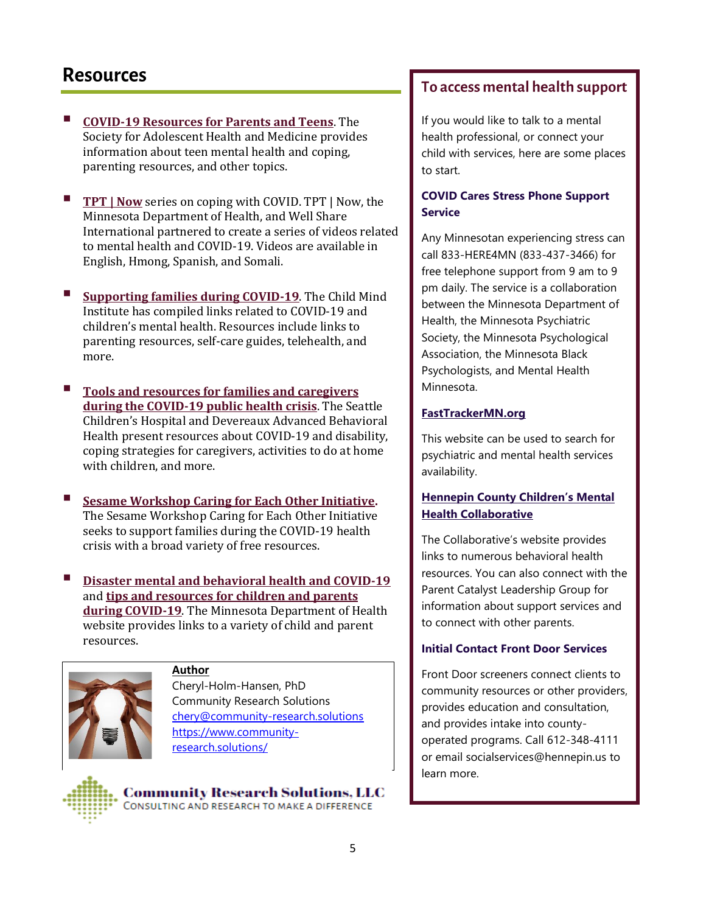## Resources

- **COVID-19 Resources for Parents and Teens**. The Society for Adolescent Health and Medicine provides information about teen mental health and coping, parenting resources, and other topics.
- **TPT | Now** series on coping with COVID. TPT | Now, the Minnesota Department of Health, and Well Share International partnered to create a series of videos related to mental health and COVID-19. Videos are available in English, Hmong, Spanish, and Somali.
- **Supporting families during COVID-19**. The Child Mind Institute has compiled links related to COVID-19 and children's mental health. Resources include links to parenting resources, self-care guides, telehealth, and more.
- **Tools and resources for families and caregivers during the COVID-19 public health crisis**. The Seattle Children's Hospital and Devereaux Advanced Behavioral Health present resources about COVID-19 and disability, coping strategies for caregivers, activities to do at home with children, and more.
- **Sesame Workshop Caring for Each Other Initiative**. The Sesame Workshop Caring for Each Other Initiative seeks to support families during the COVID-19 health crisis with a broad variety of free resources.
- **Disaster mental and behavioral health and COVID-19** and **tips and resources for children and parents during COVID-19**. The Minnesota Department of Health website provides links to a variety of child and parent resources.

**Author**
Cheryl-Holm-Hansen, PhD
Community Research Solutions
chery@community-research.solutions
https://www.community-research.solutions/

**Community Research Solutions, LLC**
CONSULTING AND RESEARCH TO MAKE A DIFFERENCE

## To access mental health support

If you would like to talk to a mental health professional, or connect your child with services, here are some places to start.

### COVID Cares Stress Phone Support Service

Any Minnesotan experiencing stress can call 833-HERE4MN (833-437-3466) for free telephone support from 9 am to 9 pm daily. The service is a collaboration between the Minnesota Department of Health, the Minnesota Psychiatric Society, the Minnesota Psychological Association, the Minnesota Black Psychologists, and Mental Health Minnesota.

### FastTrackerMN.org

This website can be used to search for psychiatric and mental health services availability.

### Hennepin County Children's Mental Health Collaborative

The Collaborative's website provides links to numerous behavioral health resources. You can also connect with the Parent Catalyst Leadership Group for information about support services and to connect with other parents.

### Initial Contact Front Door Services

Front Door screeners connect clients to community resources or other providers, provides education and consultation, and provides intake into county-operated programs. Call 612-348-4111 or email socialservices@hennepin.us to learn more.